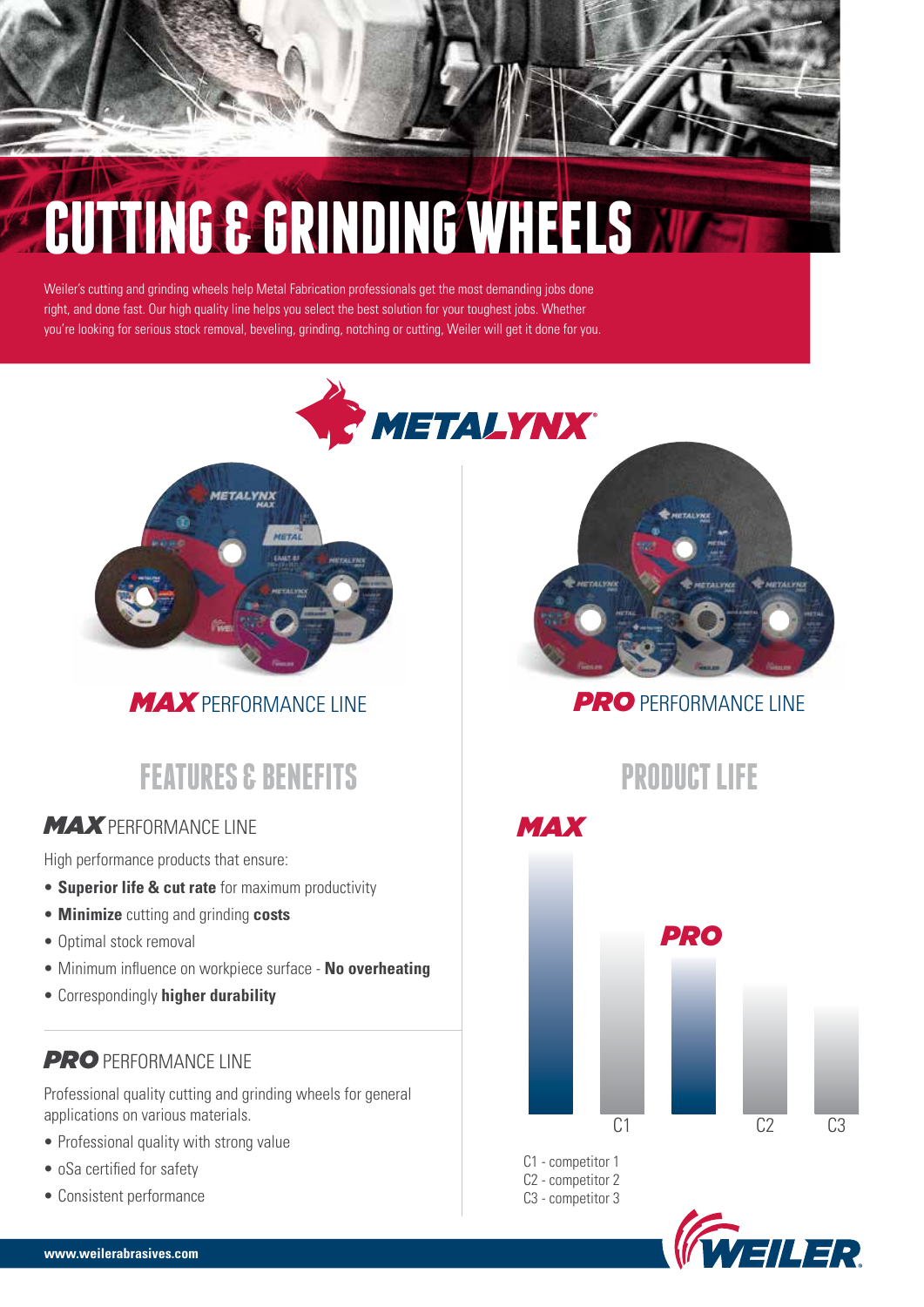# CUTTING & GRINDING WHEELS

Weiler's cutting and grinding wheels help Metal Fabrication professionals get the most demanding jobs done right, and done fast. Our high quality line helps you select the best solution for your toughest jobs. Whether you're looking for serious stock removal, beveling, grinding, notching or cutting, Weiler will get it done for you.

METALYNX

***MAX*** PERFORMANCE LINE

***PRO*** PERFORMANCE LINE

## FEATURES & BENEFITS

### ***MAX*** PERFORMANCE LINE

High performance products that ensure:

- **Superior life & cut rate** for maximum productivity
- **Minimize** cutting and grinding **costs**
- Optimal stock removal
- Minimum influence on workpiece surface - **No overheating**
- Correspondingly **higher durability**

### ***PRO*** PERFORMANCE LINE

Professional quality cutting and grinding wheels for general applications on various materials.

- Professional quality with strong value
- oSa certified for safety
- Consistent performance

## PRODUCT LIFE

MAX

PRO

C1 C2 C3

C1 - competitor 1
C2 - competitor 2
C3 - competitor 3

www.weilerabrasives.com

WEILER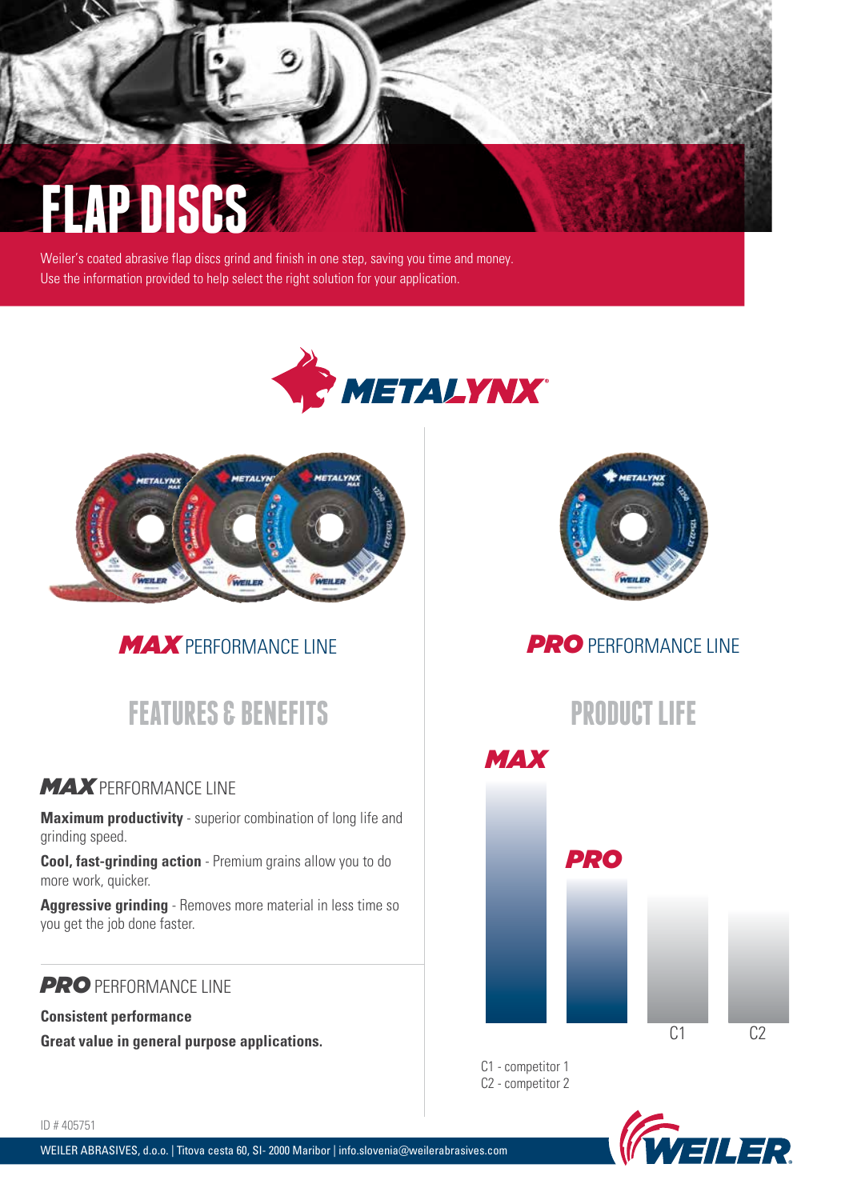# FLAP DISCS

Weiler's coated abrasive flap discs grind and finish in one step, saving you time and money.
Use the information provided to help select the right solution for your application.

METALYNX

***MAX*** PERFORMANCE LINE

***PRO*** PERFORMANCE LINE

## FEATURES & BENEFITS

### ***MAX*** PERFORMANCE LINE

**Maximum productivity** - superior combination of long life and grinding speed.

**Cool, fast-grinding action** - Premium grains allow you to do more work, quicker.

**Aggressive grinding** - Removes more material in less time so you get the job done faster.

### ***PRO*** PERFORMANCE LINE

**Consistent performance**

**Great value in general purpose applications.**

## PRODUCT LIFE

MAX

PRO

C1

C2

C1 - competitor 1
C2 - competitor 2

ID # 405751

WEILER ABRASIVES, d.o.o. | Titova cesta 60, SI- 2000 Maribor | info.slovenia@weilerabrasives.com